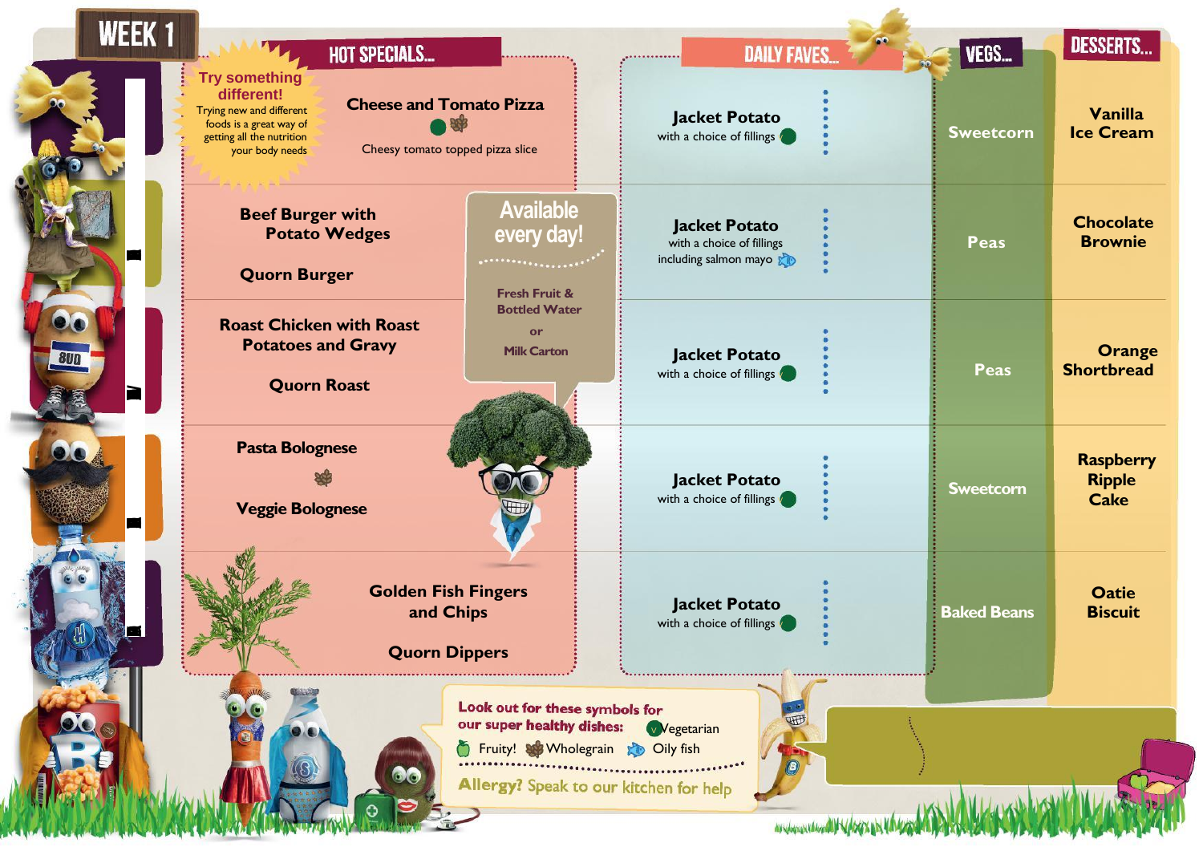# WEEK 1

**Try something different!** Trying new and different foods is a great way of getting all the nutrition your body needs

| HOT SPECIALS... | DAILY FAVES... | VEGS... | DESSERTS... |
| --- | --- | --- | --- |
| Cheese and Tomato Pizza (Vegetarian, Wholegrain) — Cheesy tomato topped pizza slice | Jacket Potato with a choice of fillings (Vegetarian) | Sweetcorn | Vanilla Ice Cream |
| Beef Burger with Potato Wedges / Quorn Burger | Jacket Potato with a choice of fillings including salmon mayo (Oily fish) | Peas | Chocolate Brownie |
| Roast Chicken with Roast Potatoes and Gravy / Quorn Roast | Jacket Potato with a choice of fillings (Vegetarian) | Peas | Orange Shortbread |
| Pasta Bolognese (Wholegrain) / Veggie Bolognese | Jacket Potato with a choice of fillings (Vegetarian) | Sweetcorn | Raspberry Ripple Cake |
| Golden Fish Fingers and Chips / Quorn Dippers | Jacket Potato with a choice of fillings (Vegetarian) | Baked Beans | Oatie Biscuit |

**Available every day!**

Fresh Fruit & Bottled Water

or

Milk Carton

**Look out for these symbols for our super healthy dishes:**

- Vegetarian
- Fruity!
- Wholegrain
- Oily fish

**Allergy? Speak to our kitchen for help**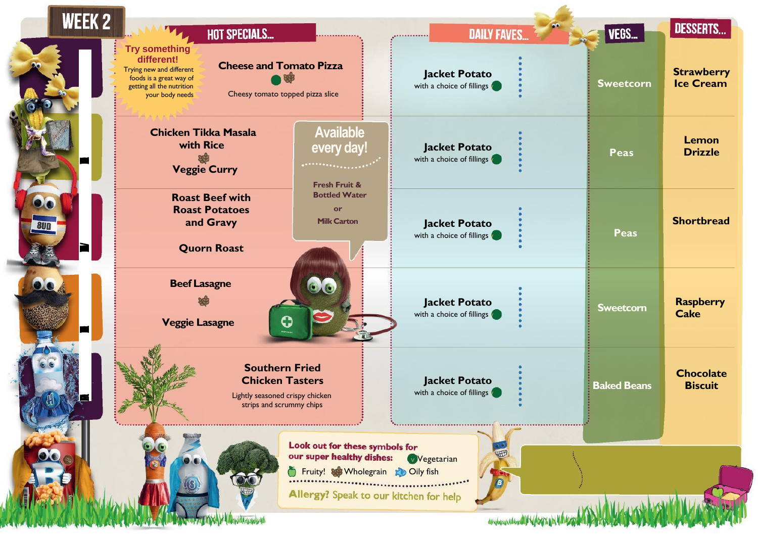# WEEK 2

**Try something different!**
Trying new and different foods is a great way of getting all the nutrition your body needs

| HOT SPECIALS... | DAILY FAVES... | VEGS... | DESSERTS... |
| --- | --- | --- | --- |
| **Cheese and Tomato Pizza** (Vegetarian, Wholegrain)<br>Cheesy tomato topped pizza slice | **Jacket Potato** with a choice of fillings (Vegetarian) | Sweetcorn | Strawberry Ice Cream |
| **Chicken Tikka Masala with Rice** (Wholegrain)<br>**Veggie Curry** | **Jacket Potato** with a choice of fillings (Vegetarian) | Peas | Lemon Drizzle |
| **Roast Beef with Roast Potatoes and Gravy**<br>**Quorn Roast** | **Jacket Potato** with a choice of fillings (Vegetarian) | Peas | Shortbread |
| **Beef Lasagne** (Wholegrain)<br>**Veggie Lasagne** | **Jacket Potato** with a choice of fillings (Vegetarian) | Sweetcorn | Raspberry Cake |
| **Southern Fried Chicken Tasters**<br>Lightly seasoned crispy chicken strips and scrummy chips | **Jacket Potato** with a choice of fillings (Vegetarian) | Baked Beans | Chocolate Biscuit |

**Available every day!**
Fresh Fruit & Bottled Water
or
Milk Carton

Look out for these symbols for our super healthy dishes:
- Vegetarian
- Fruity!
- Wholegrain
- Oily fish

**Allergy? Speak to our kitchen for help**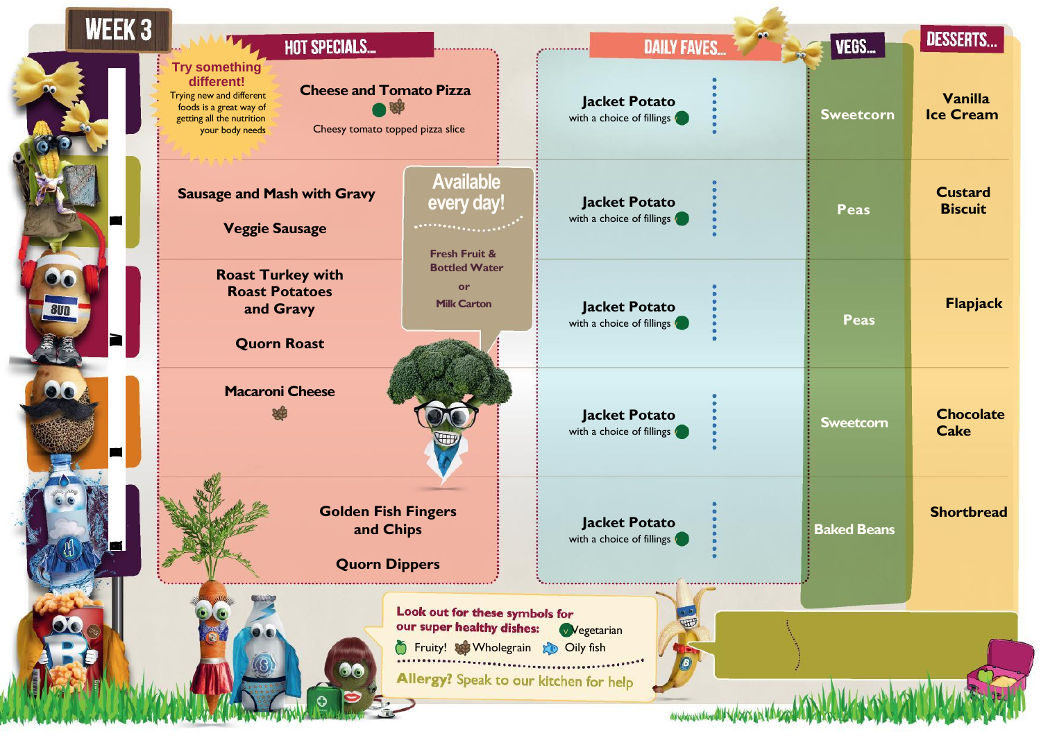# WEEK 3

**Try something different!**
Trying new and different foods is a great way of getting all the nutrition your body needs

| HOT SPECIALS... | DAILY FAVES... | VEGS... | DESSERTS... |
| --- | --- | --- | --- |
| **Cheese and Tomato Pizza** (Vegetarian, Wholegrain) Cheesy tomato topped pizza slice | **Jacket Potato** with a choice of fillings (Vegetarian) | Sweetcorn | **Vanilla Ice Cream** |
| **Sausage and Mash with Gravy** / **Veggie Sausage** | **Jacket Potato** with a choice of fillings (Vegetarian) | Peas | **Custard Biscuit** |
| **Roast Turkey with Roast Potatoes and Gravy** / **Quorn Roast** | **Jacket Potato** with a choice of fillings (Vegetarian) | Peas | **Flapjack** |
| **Macaroni Cheese** (Wholegrain) | **Jacket Potato** with a choice of fillings (Vegetarian) | Sweetcorn | **Chocolate Cake** |
| **Golden Fish Fingers and Chips** / **Quorn Dippers** | **Jacket Potato** with a choice of fillings (Vegetarian) | Baked Beans | **Shortbread** |

**Available every day!**
Fresh Fruit & Bottled Water
or
Milk Carton

**Look out for these symbols for our super healthy dishes:**
Vegetarian · Fruity! · Wholegrain · Oily fish

**Allergy? Speak to our kitchen for help**